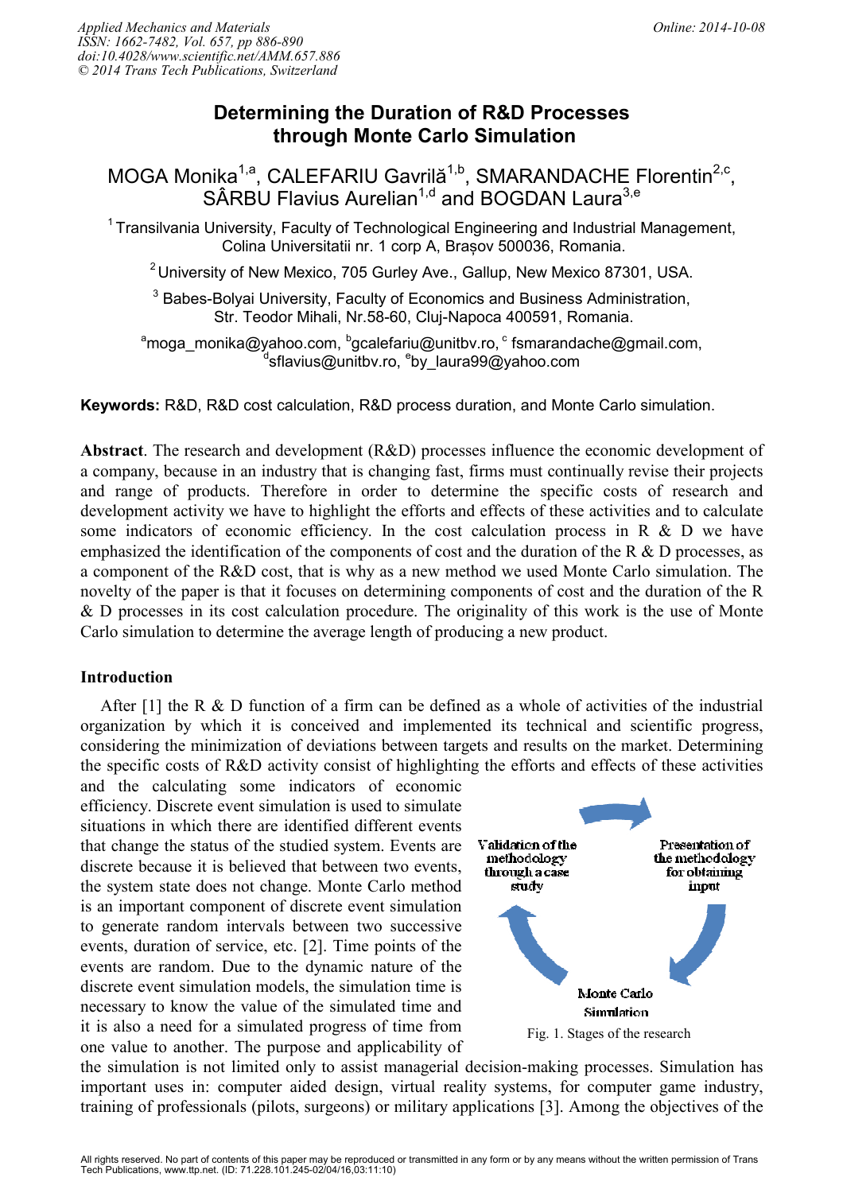# Determining the Duration of R&D Processes through Monte Carlo Simulation

MOGA Monika[1,a], CALEFARIU Gavrilă[1,b], SMARANDACHE Florentin[2,c], SÂRBU Flavius Aurelian[1,d] and BOGDAN Laura[3,e]

[1] Transilvania University, Faculty of Technological Engineering and Industrial Management, Colina Universitatii nr. 1 corp A, Brașov 500036, Romania.

[2] University of New Mexico, 705 Gurley Ave., Gallup, New Mexico 87301, USA.

[3] Babes-Bolyai University, Faculty of Economics and Business Administration, Str. Teodor Mihali, Nr.58-60, Cluj-Napoca 400591, Romania.

[a]moga_monika@yahoo.com, [b]gcalefariu@unitbv.ro, [c] fsmarandache@gmail.com, [d]sflavius@unitbv.ro, [e]by_laura99@yahoo.com

**Keywords:** R&D, R&D cost calculation, R&D process duration, and Monte Carlo simulation.

**Abstract**. The research and development (R&D) processes influence the economic development of a company, because in an industry that is changing fast, firms must continually revise their projects and range of products. Therefore in order to determine the specific costs of research and development activity we have to highlight the efforts and effects of these activities and to calculate some indicators of economic efficiency. In the cost calculation process in R & D we have emphasized the identification of the components of cost and the duration of the R & D processes, as a component of the R&D cost, that is why as a new method we used Monte Carlo simulation. The novelty of the paper is that it focuses on determining components of cost and the duration of the R & D processes in its cost calculation procedure. The originality of this work is the use of Monte Carlo simulation to determine the average length of producing a new product.

## Introduction

After [1] the R & D function of a firm can be defined as a whole of activities of the industrial organization by which it is conceived and implemented its technical and scientific progress, considering the minimization of deviations between targets and results on the market. Determining the specific costs of R&D activity consist of highlighting the efforts and effects of these activities and the calculating some indicators of economic efficiency. Discrete event simulation is used to simulate situations in which there are identified different events that change the status of the studied system. Events are discrete because it is believed that between two events, the system state does not change. Monte Carlo method is an important component of discrete event simulation to generate random intervals between two successive events, duration of service, etc. [2]. Time points of the events are random. Due to the dynamic nature of the discrete event simulation models, the simulation time is necessary to know the value of the simulated time and it is also a need for a simulated progress of time from one value to another. The purpose and applicability of the simulation is not limited only to assist managerial decision-making processes. Simulation has important uses in: computer aided design, virtual reality systems, for computer game industry, training of professionals (pilots, surgeons) or military applications [3]. Among the objectives of the

Validation of the methodology through a case study

Presentation of the methodology for obtaining input

Monte Carlo Simulation

Fig. 1. Stages of the research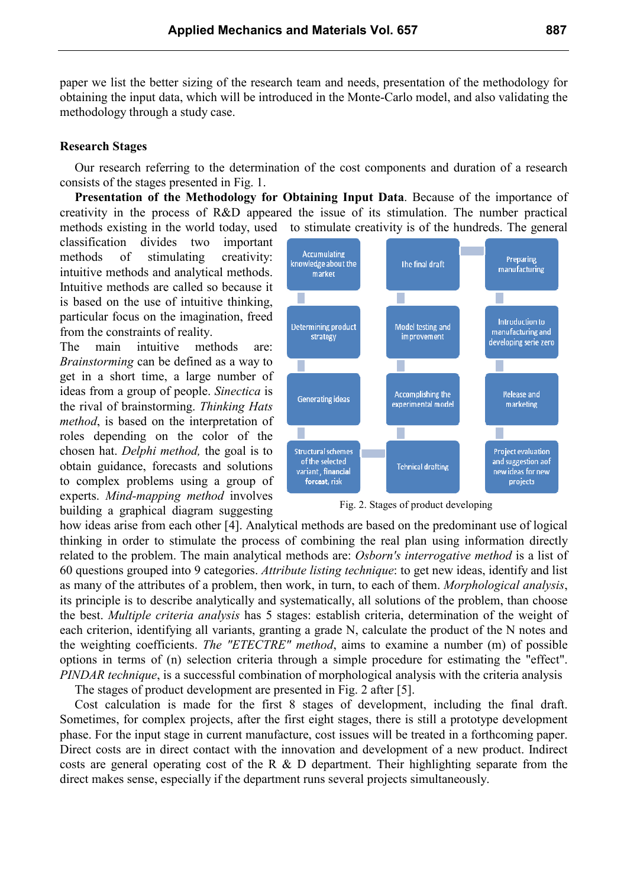paper we list the better sizing of the research team and needs, presentation of the methodology for obtaining the input data, which will be introduced in the Monte-Carlo model, and also validating the methodology through a study case.

## Research Stages

Our research referring to the determination of the cost components and duration of a research consists of the stages presented in Fig. 1.

**Presentation of the Methodology for Obtaining Input Data**. Because of the importance of creativity in the process of R&D appeared the issue of its stimulation. The number practical methods existing in the world today, used to stimulate creativity is of the hundreds. The general classification divides two important methods of stimulating creativity: intuitive methods and analytical methods. Intuitive methods are called so because it is based on the use of intuitive thinking, particular focus on the imagination, freed from the constraints of reality.

The main intuitive methods are: *Brainstorming* can be defined as a way to get in a short time, a large number of ideas from a group of people. *Sinectica* is the rival of brainstorming. *Thinking Hats method*, is based on the interpretation of roles depending on the color of the chosen hat. *Delphi method,* the goal is to obtain guidance, forecasts and solutions to complex problems using a group of experts. *Mind-mapping method* involves building a graphical diagram suggesting how ideas arise from each other [4]. Analytical methods are based on the predominant use of logical thinking in order to stimulate the process of combining the real plan using information directly related to the problem. The main analytical methods are: *Osborn's interrogative method* is a list of 60 questions grouped into 9 categories. *Attribute listing technique*: to get new ideas, identify and list as many of the attributes of a problem, then work, in turn, to each of them. *Morphological analysis*, its principle is to describe analytically and systematically, all solutions of the problem, than choose the best. *Multiple criteria analysis* has 5 stages: establish criteria, determination of the weight of each criterion, identifying all variants, granting a grade N, calculate the product of the N notes and the weighting coefficients. *The "ETECTRE" method*, aims to examine a number (m) of possible options in terms of (n) selection criteria through a simple procedure for estimating the "effect". *PINDAR technique*, is a successful combination of morphological analysis with the criteria analysis

| Accumulating knowledge about the market | The final draft | Preparing manufacturing |
|---|---|---|
| Determining product strategy | Model testing and improvement | Introduction to manufacturing and developing serie zero |
| Generating ideas | Accomplishing the experimental model | Release and marketing |
| Structural schemes of the selected variant, financial forcast, risk | Tehnical drafting | Project evaluation and suggestion aof new ideas for new projects |

Fig. 2. Stages of product developing

The stages of product development are presented in Fig. 2 after [5].

Cost calculation is made for the first 8 stages of development, including the final draft. Sometimes, for complex projects, after the first eight stages, there is still a prototype development phase. For the input stage in current manufacture, cost issues will be treated in a forthcoming paper. Direct costs are in direct contact with the innovation and development of a new product. Indirect costs are general operating cost of the R & D department. Their highlighting separate from the direct makes sense, especially if the department runs several projects simultaneously.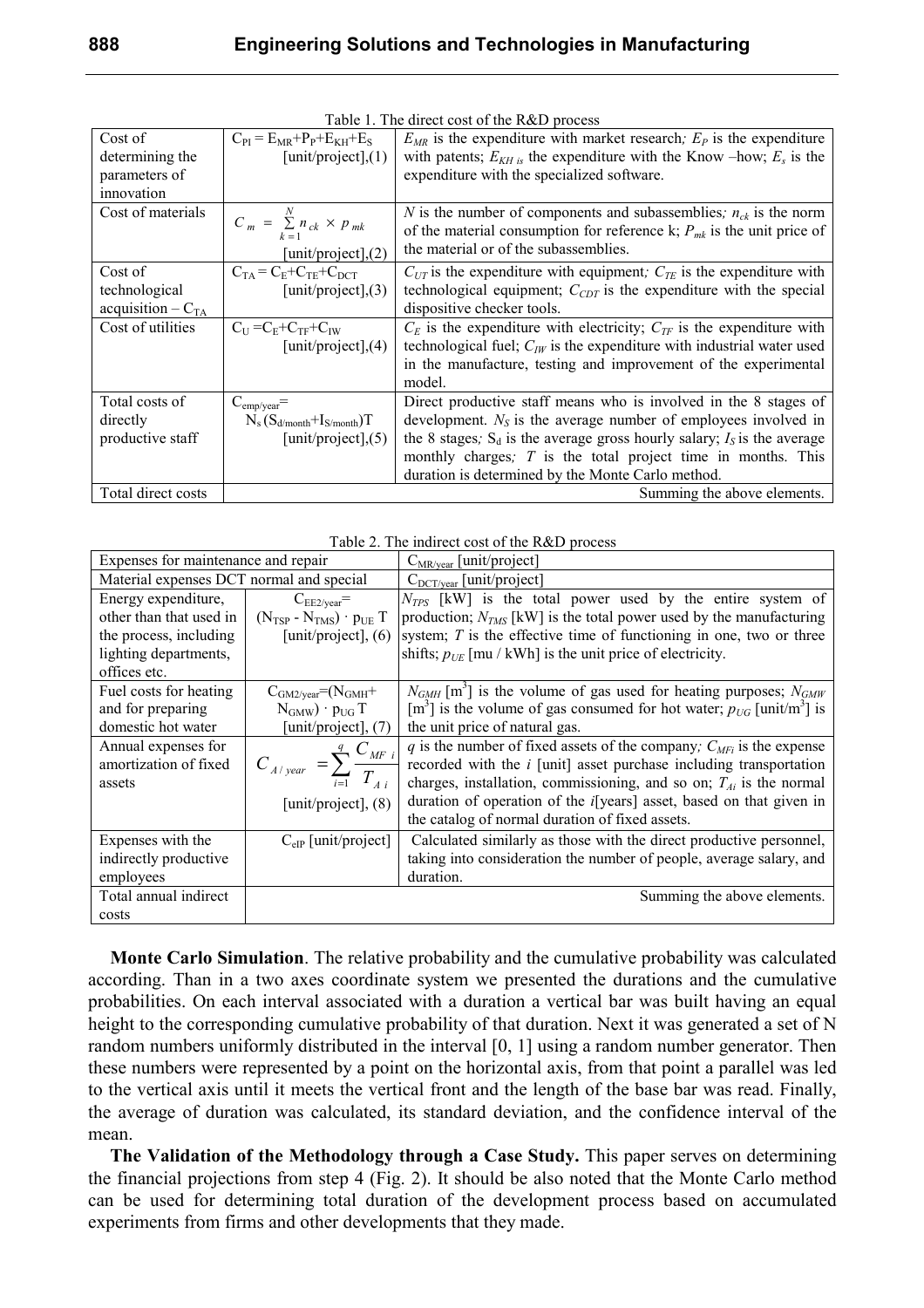Table 1. The direct cost of the R&D process

| Cost of determining the parameters of innovation | $C_{PI} = E_{MR}+P_P+E_{KH}+E_S$ [unit/project],(1) | $E_{MR}$ is the expenditure with market research; $E_P$ is the expenditure with patents; $E_{KH}$ is the expenditure with the Know –how; $E_s$ is the expenditure with the specialized software. |
|---|---|---|
| Cost of materials | $C_m = \sum_{k=1}^{N} n_{ck} \times p_{mk}$ [unit/project],(2) | $N$ is the number of components and subassemblies; $n_{ck}$ is the norm of the material consumption for reference k; $P_{mk}$ is the unit price of the material or of the subassemblies. |
| Cost of technological acquisition – $C_{TA}$ | $C_{TA} = C_E+C_{TE}+C_{DCT}$ [unit/project],(3) | $C_{UT}$ is the expenditure with equipment; $C_{TE}$ is the expenditure with technological equipment; $C_{CDT}$ is the expenditure with the special dispositive checker tools. |
| Cost of utilities | $C_U = C_E+C_{TF}+C_{IW}$ [unit/project],(4) | $C_E$ is the expenditure with electricity; $C_{TF}$ is the expenditure with technological fuel; $C_{IW}$ is the expenditure with industrial water used in the manufacture, testing and improvement of the experimental model. |
| Total costs of directly productive staff | $C_{emp/year}$= $N_s(S_{d/month}+I_{S/month})T$ [unit/project],(5) | Direct productive staff means who is involved in the 8 stages of development. $N_S$ is the average number of employees involved in the 8 stages; $S_d$ is the average gross hourly salary; $I_S$ is the average monthly charges; $T$ is the total project time in months. This duration is determined by the Monte Carlo method. |
| Total direct costs | | Summing the above elements. |

Table 2. The indirect cost of the R&D process

| Expenses for maintenance and repair | | $C_{MR/year}$ [unit/project] |
|---|---|---|
| Material expenses DCT normal and special | | $C_{DCT/year}$ [unit/project] |
| Energy expenditure, other than that used in the process, including lighting departments, offices etc. | $C_{EE2/year}$= $(N_{TSP} - N_{TMS}) \cdot p_{UE}\, T$ [unit/project], (6) | $N_{TPS}$ [kW] is the total power used by the entire system of production; $N_{TMS}$ [kW] is the total power used by the manufacturing system; $T$ is the effective time of functioning in one, two or three shifts; $p_{UE}$ [mu / kWh] is the unit price of electricity. |
| Fuel costs for heating and for preparing domestic hot water | $C_{GM2/year}$=$(N_{GMH}$+ $N_{GMW}) \cdot p_{UG}\, T$ [unit/project], (7) | $N_{GMH}$ [$m^3$] is the volume of gas used for heating purposes; $N_{GMW}$ [$m^3$] is the volume of gas consumed for hot water; $p_{UG}$ [unit/$m^3$] is the unit price of natural gas. |
| Annual expenses for amortization of fixed assets | $C_{A/year} = \sum_{i=1}^{q} \frac{C_{MF\,i}}{T_{A\,i}}$ [unit/project], (8) | $q$ is the number of fixed assets of the company; $C_{MFi}$ is the expense recorded with the $i$ [unit] asset purchase including transportation charges, installation, commissioning, and so on; $T_{Ai}$ is the normal duration of operation of the $i$[years] asset, based on that given in the catalog of normal duration of fixed assets. |
| Expenses with the indirectly productive employees | $C_{eIP}$ [unit/project] | Calculated similarly as those with the direct productive personnel, taking into consideration the number of people, average salary, and duration. |
| Total annual indirect costs | | Summing the above elements. |

**Monte Carlo Simulation**. The relative probability and the cumulative probability was calculated according. Than in a two axes coordinate system we presented the durations and the cumulative probabilities. On each interval associated with a duration a vertical bar was built having an equal height to the corresponding cumulative probability of that duration. Next it was generated a set of N random numbers uniformly distributed in the interval [0, 1] using a random number generator. Then these numbers were represented by a point on the horizontal axis, from that point a parallel was led to the vertical axis until it meets the vertical front and the length of the base bar was read. Finally, the average of duration was calculated, its standard deviation, and the confidence interval of the mean.

**The Validation of the Methodology through a Case Study.** This paper serves on determining the financial projections from step 4 (Fig. 2). It should be also noted that the Monte Carlo method can be used for determining total duration of the development process based on accumulated experiments from firms and other developments that they made.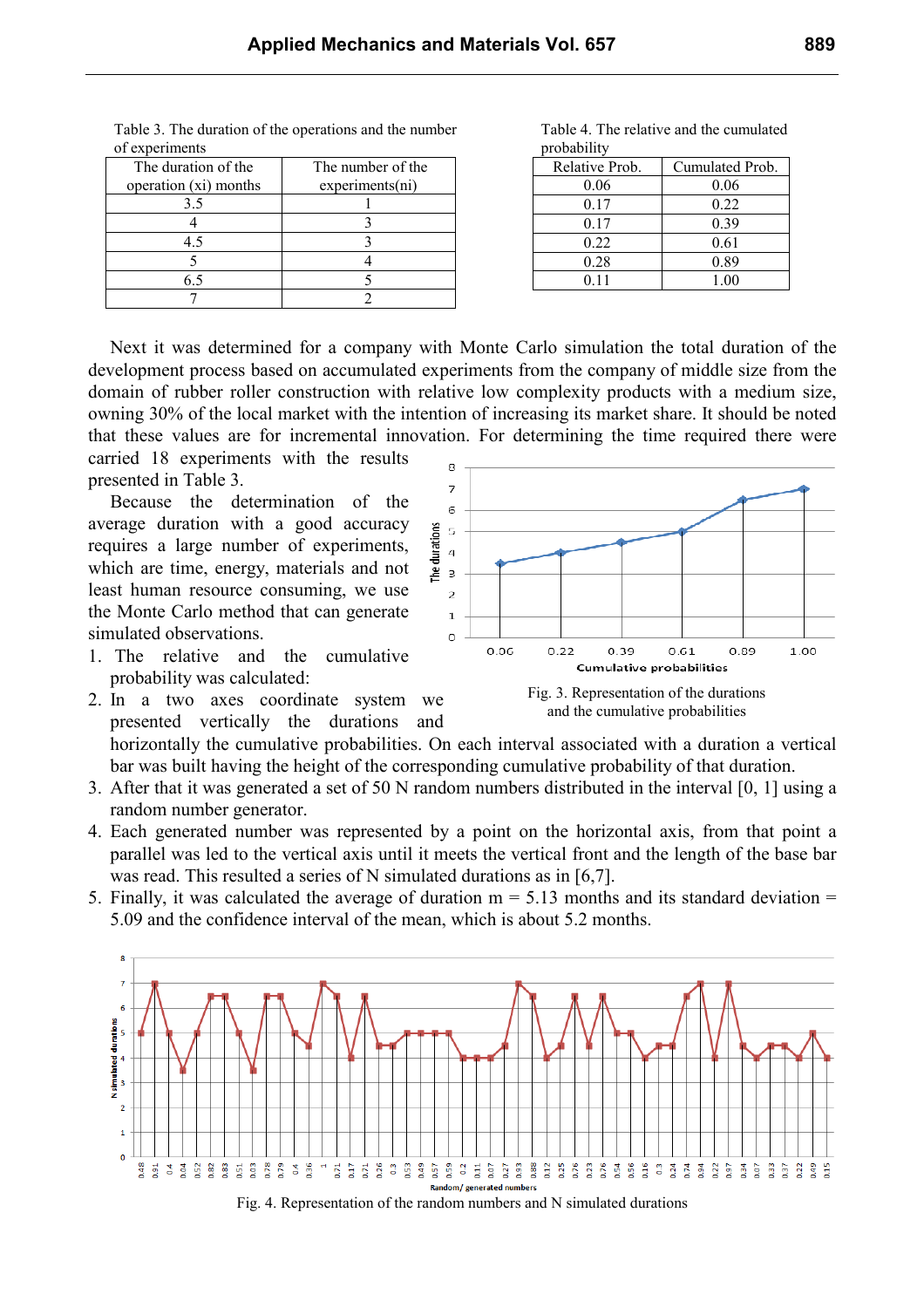Table 3. The duration of the operations and the number of experiments

| The duration of the operation (xi) months | The number of the experiments(ni) |
|---|---|
| 3.5 | 1 |
| 4 | 3 |
| 4.5 | 3 |
| 5 | 4 |
| 6.5 | 5 |
| 7 | 2 |

Table 4. The relative and the cumulated probability

| Relative Prob. | Cumulated Prob. |
|---|---|
| 0.06 | 0.06 |
| 0.17 | 0.22 |
| 0.17 | 0.39 |
| 0.22 | 0.61 |
| 0.28 | 0.89 |
| 0.11 | 1.00 |

Next it was determined for a company with Monte Carlo simulation the total duration of the development process based on accumulated experiments from the company of middle size from the domain of rubber roller construction with relative low complexity products with a medium size, owning 30% of the local market with the intention of increasing its market share. It should be noted that these values are for incremental innovation. For determining the time required there were carried 18 experiments with the results presented in Table 3.

Because the determination of the average duration with a good accuracy requires a large number of experiments, which are time, energy, materials and not least human resource consuming, we use the Monte Carlo method that can generate simulated observations.

1. The relative and the cumulative probability was calculated:
2. In a two axes coordinate system we presented vertically the durations and horizontally the cumulative probabilities. On each interval associated with a duration a vertical bar was built having the height of the corresponding cumulative probability of that duration.
3. After that it was generated a set of 50 N random numbers distributed in the interval [0, 1] using a random number generator.
4. Each generated number was represented by a point on the horizontal axis, from that point a parallel was led to the vertical axis until it meets the vertical front and the length of the base bar was read. This resulted a series of N simulated durations as in [6,7].
5. Finally, it was calculated the average of duration m = 5.13 months and its standard deviation = 5.09 and the confidence interval of the mean, which is about 5.2 months.

Fig. 3. Representation of the durations and the cumulative probabilities

Fig. 4. Representation of the random numbers and N simulated durations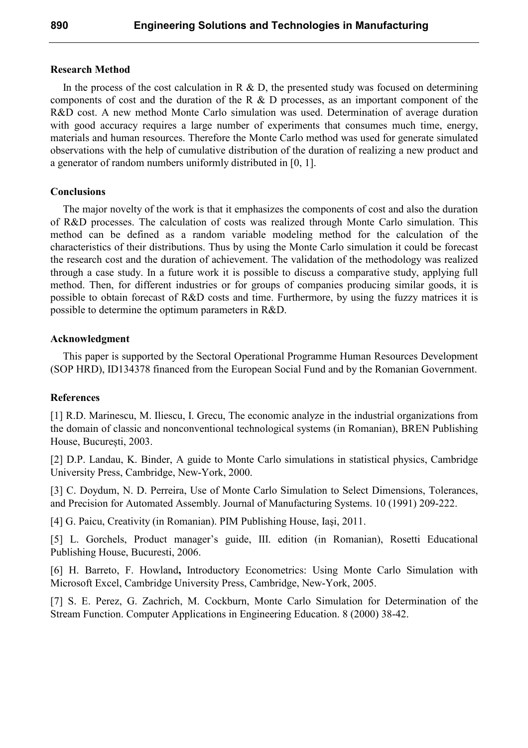## Research Method

In the process of the cost calculation in R & D, the presented study was focused on determining components of cost and the duration of the R & D processes, as an important component of the R&D cost. A new method Monte Carlo simulation was used. Determination of average duration with good accuracy requires a large number of experiments that consumes much time, energy, materials and human resources. Therefore the Monte Carlo method was used for generate simulated observations with the help of cumulative distribution of the duration of realizing a new product and a generator of random numbers uniformly distributed in [0, 1].

## Conclusions

The major novelty of the work is that it emphasizes the components of cost and also the duration of R&D processes. The calculation of costs was realized through Monte Carlo simulation. This method can be defined as a random variable modeling method for the calculation of the characteristics of their distributions. Thus by using the Monte Carlo simulation it could be forecast the research cost and the duration of achievement. The validation of the methodology was realized through a case study. In a future work it is possible to discuss a comparative study, applying full method. Then, for different industries or for groups of companies producing similar goods, it is possible to obtain forecast of R&D costs and time. Furthermore, by using the fuzzy matrices it is possible to determine the optimum parameters in R&D.

## Acknowledgment

This paper is supported by the Sectoral Operational Programme Human Resources Development (SOP HRD), ID134378 financed from the European Social Fund and by the Romanian Government.

## References

[1] R.D. Marinescu, M. Iliescu, I. Grecu, The economic analyze in the industrial organizations from the domain of classic and nonconventional technological systems (in Romanian), BREN Publishing House, București, 2003.

[2] D.P. Landau, K. Binder, A guide to Monte Carlo simulations in statistical physics, Cambridge University Press, Cambridge, New-York, 2000.

[3] C. Doydum, N. D. Perreira, Use of Monte Carlo Simulation to Select Dimensions, Tolerances, and Precision for Automated Assembly. Journal of Manufacturing Systems. 10 (1991) 209-222.

[4] G. Paicu, Creativity (in Romanian). PIM Publishing House, Iaşi, 2011.

[5] L. Gorchels, Product manager's guide, III. edition (in Romanian), Rosetti Educational Publishing House, Bucuresti, 2006.

[6] H. Barreto, F. Howland, Introductory Econometrics: Using Monte Carlo Simulation with Microsoft Excel, Cambridge University Press, Cambridge, New-York, 2005.

[7] S. E. Perez, G. Zachrich, M. Cockburn, Monte Carlo Simulation for Determination of the Stream Function. Computer Applications in Engineering Education. 8 (2000) 38-42.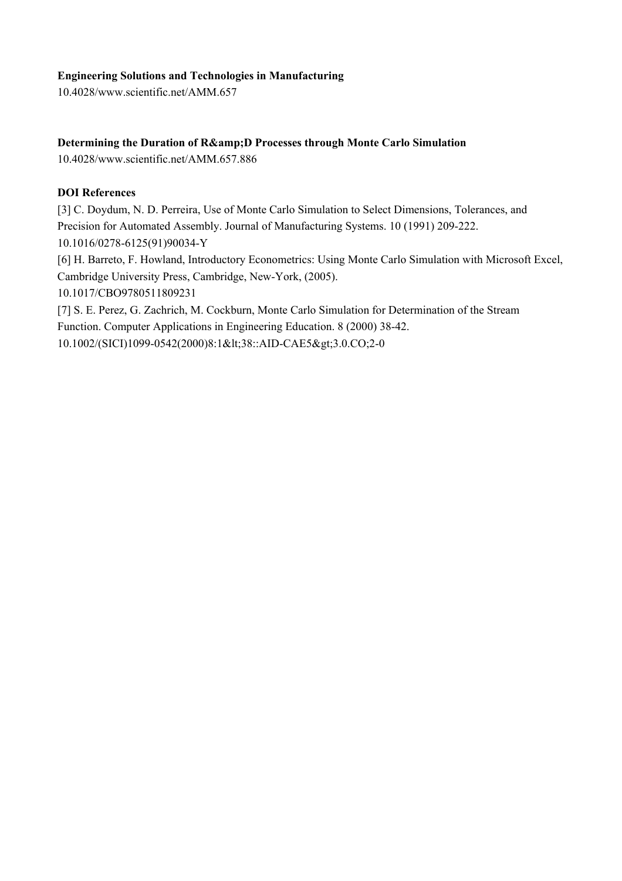**Engineering Solutions and Technologies in Manufacturing**
10.4028/www.scientific.net/AMM.657

**Determining the Duration of R&amp;D Processes through Monte Carlo Simulation**
10.4028/www.scientific.net/AMM.657.886

**DOI References**

[3] C. Doydum, N. D. Perreira, Use of Monte Carlo Simulation to Select Dimensions, Tolerances, and Precision for Automated Assembly. Journal of Manufacturing Systems. 10 (1991) 209-222.
10.1016/0278-6125(91)90034-Y

[6] H. Barreto, F. Howland, Introductory Econometrics: Using Monte Carlo Simulation with Microsoft Excel, Cambridge University Press, Cambridge, New-York, (2005).
10.1017/CBO9780511809231

[7] S. E. Perez, G. Zachrich, M. Cockburn, Monte Carlo Simulation for Determination of the Stream Function. Computer Applications in Engineering Education. 8 (2000) 38-42.
10.1002/(SICI)1099-0542(2000)8:1&lt;38::AID-CAE5&gt;3.0.CO;2-0